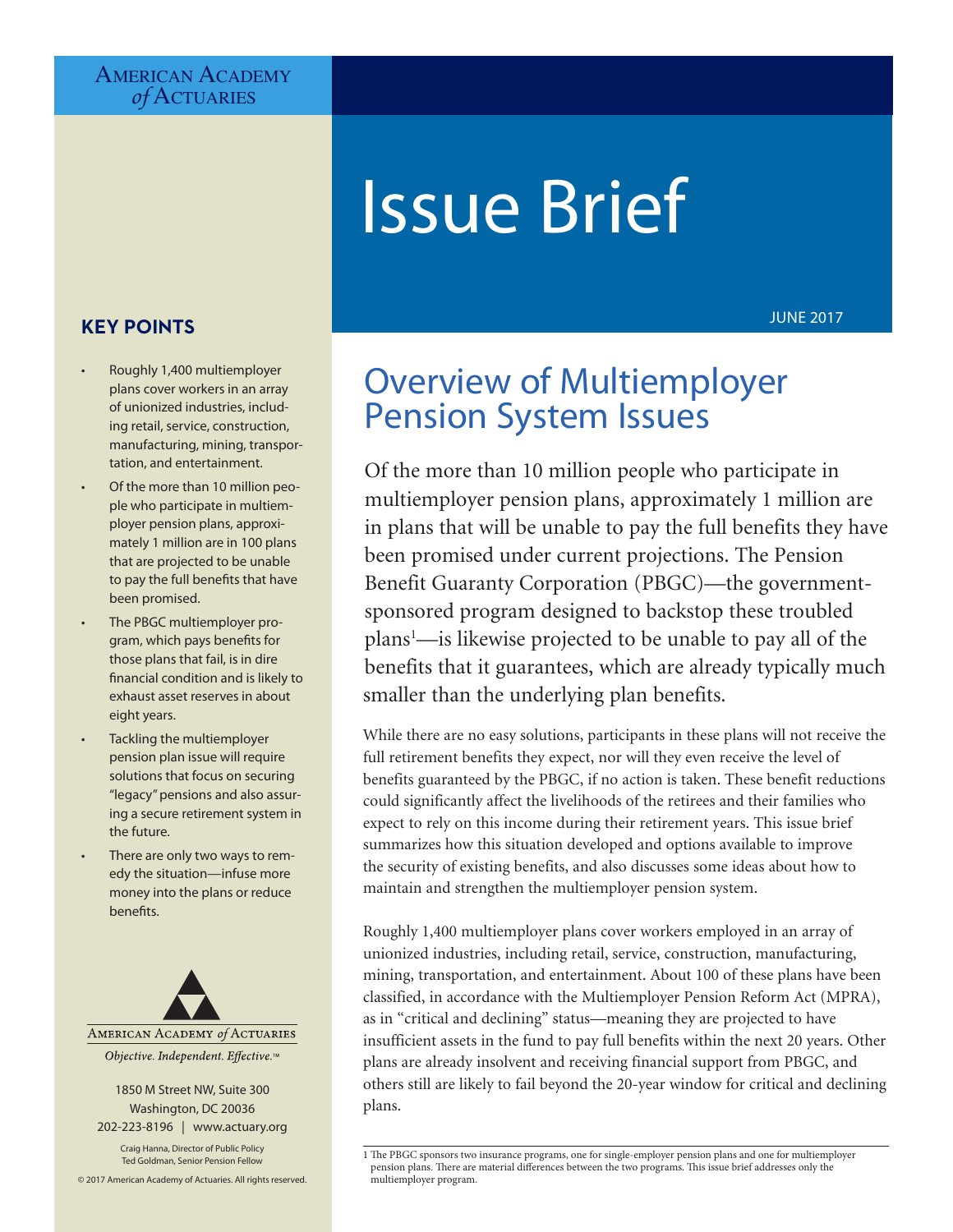AMERICAN ACADEMY *of* ACTUARIES

# Issue Brief

JUNE 2017

## Overview of Multiemployer Pension System Issues

### KEY POINTS

- Roughly 1,400 multiemployer plans cover workers in an array of unionized industries, including retail, service, construction, manufacturing, mining, transportation, and entertainment.
- Of the more than 10 million people who participate in multiemployer pension plans, approximately 1 million are in 100 plans that are projected to be unable to pay the full benefits that have been promised.
- The PBGC multiemployer program, which pays benefits for those plans that fail, is in dire financial condition and is likely to exhaust asset reserves in about eight years.
- Tackling the multiemployer pension plan issue will require solutions that focus on securing "legacy" pensions and also assuring a secure retirement system in the future.
- There are only two ways to remedy the situation—infuse more money into the plans or reduce benefits.

AMERICAN ACADEMY *of* ACTUARIES

*Objective. Independent. Effective.*™

1850 M Street NW, Suite 300
Washington, DC 20036
202-223-8196 | www.actuary.org

Craig Hanna, Director of Public Policy
Ted Goldman, Senior Pension Fellow

© 2017 American Academy of Actuaries. All rights reserved.

Of the more than 10 million people who participate in multiemployer pension plans, approximately 1 million are in plans that will be unable to pay the full benefits they have been promised under current projections. The Pension Benefit Guaranty Corporation (PBGC)—the government-sponsored program designed to backstop these troubled plans[1]—is likewise projected to be unable to pay all of the benefits that it guarantees, which are already typically much smaller than the underlying plan benefits.

While there are no easy solutions, participants in these plans will not receive the full retirement benefits they expect, nor will they even receive the level of benefits guaranteed by the PBGC, if no action is taken. These benefit reductions could significantly affect the livelihoods of the retirees and their families who expect to rely on this income during their retirement years. This issue brief summarizes how this situation developed and options available to improve the security of existing benefits, and also discusses some ideas about how to maintain and strengthen the multiemployer pension system.

Roughly 1,400 multiemployer plans cover workers employed in an array of unionized industries, including retail, service, construction, manufacturing, mining, transportation, and entertainment. About 100 of these plans have been classified, in accordance with the Multiemployer Pension Reform Act (MPRA), as in "critical and declining" status—meaning they are projected to have insufficient assets in the fund to pay full benefits within the next 20 years. Other plans are already insolvent and receiving financial support from PBGC, and others still are likely to fail beyond the 20-year window for critical and declining plans.

1 The PBGC sponsors two insurance programs, one for single-employer pension plans and one for multiemployer pension plans. There are material differences between the two programs. This issue brief addresses only the multiemployer program.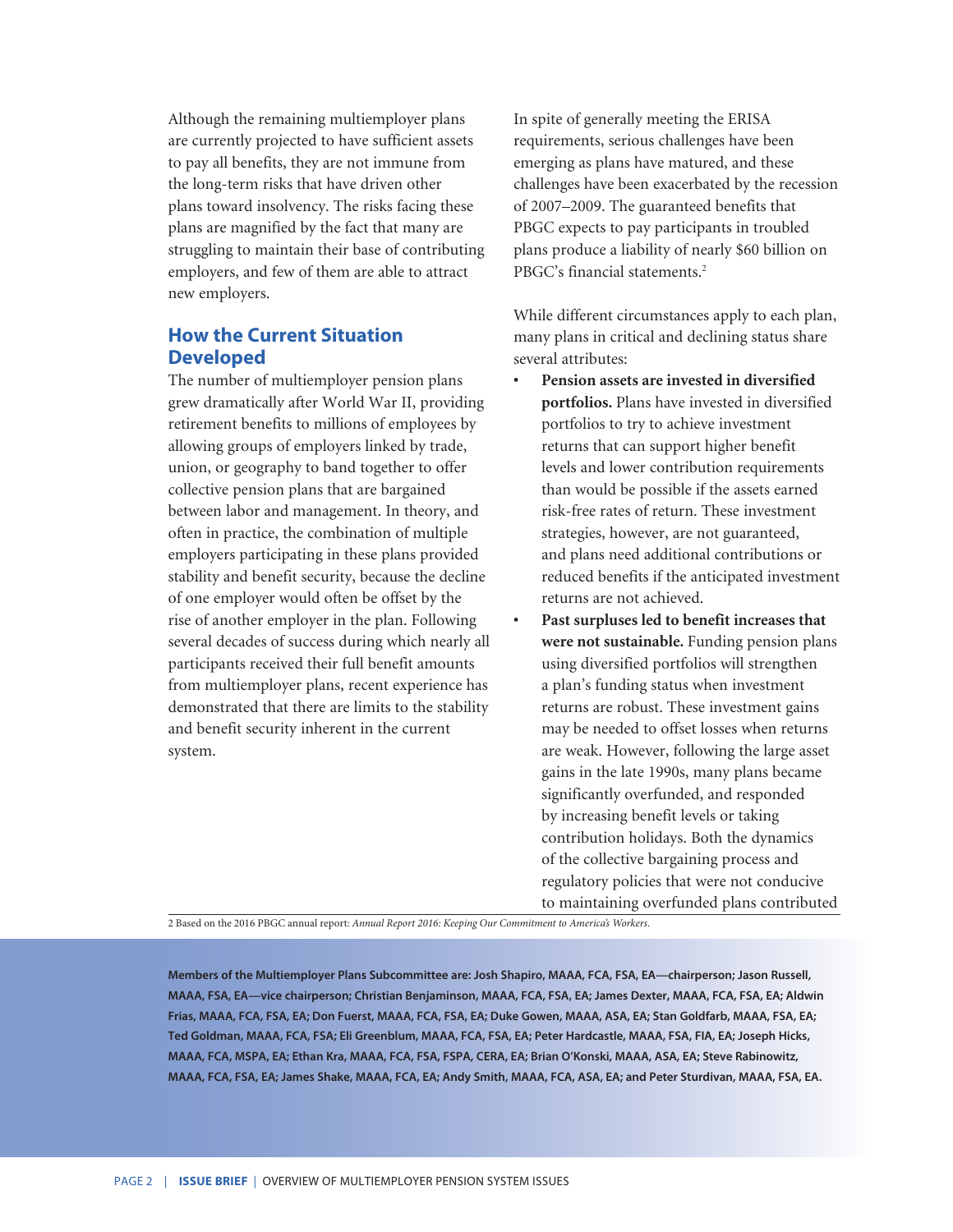Although the remaining multiemployer plans are currently projected to have sufficient assets to pay all benefits, they are not immune from the long-term risks that have driven other plans toward insolvency. The risks facing these plans are magnified by the fact that many are struggling to maintain their base of contributing employers, and few of them are able to attract new employers.

## How the Current Situation Developed

The number of multiemployer pension plans grew dramatically after World War II, providing retirement benefits to millions of employees by allowing groups of employers linked by trade, union, or geography to band together to offer collective pension plans that are bargained between labor and management. In theory, and often in practice, the combination of multiple employers participating in these plans provided stability and benefit security, because the decline of one employer would often be offset by the rise of another employer in the plan. Following several decades of success during which nearly all participants received their full benefit amounts from multiemployer plans, recent experience has demonstrated that there are limits to the stability and benefit security inherent in the current system.

In spite of generally meeting the ERISA requirements, serious challenges have been emerging as plans have matured, and these challenges have been exacerbated by the recession of 2007–2009. The guaranteed benefits that PBGC expects to pay participants in troubled plans produce a liability of nearly $60 billion on PBGC's financial statements.[2]

While different circumstances apply to each plan, many plans in critical and declining status share several attributes:

- **Pension assets are invested in diversified portfolios.** Plans have invested in diversified portfolios to try to achieve investment returns that can support higher benefit levels and lower contribution requirements than would be possible if the assets earned risk-free rates of return. These investment strategies, however, are not guaranteed, and plans need additional contributions or reduced benefits if the anticipated investment returns are not achieved.
- **Past surpluses led to benefit increases that were not sustainable.** Funding pension plans using diversified portfolios will strengthen a plan's funding status when investment returns are robust. These investment gains may be needed to offset losses when returns are weak. However, following the large asset gains in the late 1990s, many plans became significantly overfunded, and responded by increasing benefit levels or taking contribution holidays. Both the dynamics of the collective bargaining process and regulatory policies that were not conducive to maintaining overfunded plans contributed

2 Based on the 2016 PBGC annual report: *Annual Report 2016: Keeping Our Commitment to America's Workers.*

**Members of the Multiemployer Plans Subcommittee are: Josh Shapiro, MAAA, FCA, FSA, EA—chairperson; Jason Russell, MAAA, FSA, EA—vice chairperson; Christian Benjaminson, MAAA, FCA, FSA, EA; James Dexter, MAAA, FCA, FSA, EA; Aldwin Frias, MAAA, FCA, FSA, EA; Don Fuerst, MAAA, FCA, FSA, EA; Duke Gowen, MAAA, ASA, EA; Stan Goldfarb, MAAA, FSA, EA; Ted Goldman, MAAA, FCA, FSA; Eli Greenblum, MAAA, FCA, FSA, EA; Peter Hardcastle, MAAA, FSA, FIA, EA; Joseph Hicks, MAAA, FCA, MSPA, EA; Ethan Kra, MAAA, FCA, FSA, FSPA, CERA, EA; Brian O'Konski, MAAA, ASA, EA; Steve Rabinowitz, MAAA, FCA, FSA, EA; James Shake, MAAA, FCA, EA; Andy Smith, MAAA, FCA, ASA, EA; and Peter Sturdivan, MAAA, FSA, EA.**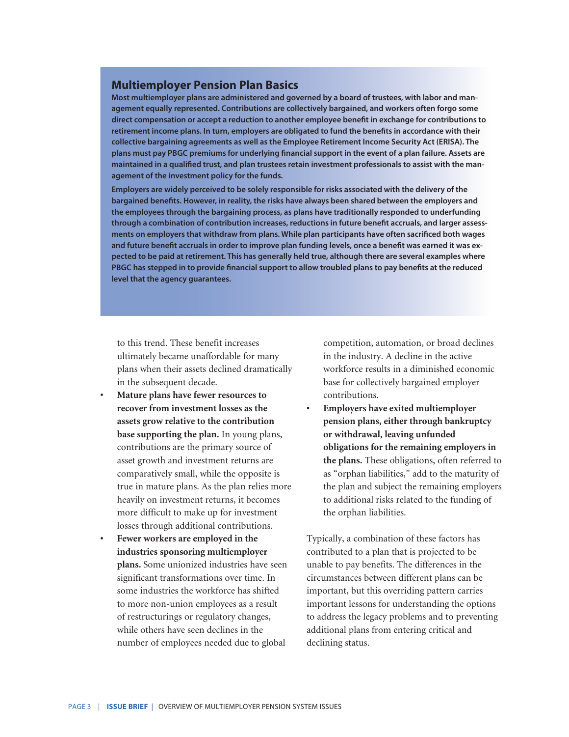## Multiemployer Pension Plan Basics

**Most multiemployer plans are administered and governed by a board of trustees, with labor and management equally represented. Contributions are collectively bargained, and workers often forgo some direct compensation or accept a reduction to another employee benefit in exchange for contributions to retirement income plans. In turn, employers are obligated to fund the benefits in accordance with their collective bargaining agreements as well as the Employee Retirement Income Security Act (ERISA). The plans must pay PBGC premiums for underlying financial support in the event of a plan failure. Assets are maintained in a qualified trust, and plan trustees retain investment professionals to assist with the management of the investment policy for the funds.**

**Employers are widely perceived to be solely responsible for risks associated with the delivery of the bargained benefits. However, in reality, the risks have always been shared between the employers and the employees through the bargaining process, as plans have traditionally responded to underfunding through a combination of contribution increases, reductions in future benefit accruals, and larger assessments on employers that withdraw from plans. While plan participants have often sacrificed both wages and future benefit accruals in order to improve plan funding levels, once a benefit was earned it was expected to be paid at retirement. This has generally held true, although there are several examples where PBGC has stepped in to provide financial support to allow troubled plans to pay benefits at the reduced level that the agency guarantees.**

to this trend. These benefit increases ultimately became unaffordable for many plans when their assets declined dramatically in the subsequent decade.

- **Mature plans have fewer resources to recover from investment losses as the assets grow relative to the contribution base supporting the plan.** In young plans, contributions are the primary source of asset growth and investment returns are comparatively small, while the opposite is true in mature plans. As the plan relies more heavily on investment returns, it becomes more difficult to make up for investment losses through additional contributions.
- **Fewer workers are employed in the industries sponsoring multiemployer plans.** Some unionized industries have seen significant transformations over time. In some industries the workforce has shifted to more non-union employees as a result of restructurings or regulatory changes, while others have seen declines in the number of employees needed due to global competition, automation, or broad declines in the industry. A decline in the active workforce results in a diminished economic base for collectively bargained employer contributions.
- **Employers have exited multiemployer pension plans, either through bankruptcy or withdrawal, leaving unfunded obligations for the remaining employers in the plans.** These obligations, often referred to as "orphan liabilities," add to the maturity of the plan and subject the remaining employers to additional risks related to the funding of the orphan liabilities.

Typically, a combination of these factors has contributed to a plan that is projected to be unable to pay benefits. The differences in the circumstances between different plans can be important, but this overriding pattern carries important lessons for understanding the options to address the legacy problems and to preventing additional plans from entering critical and declining status.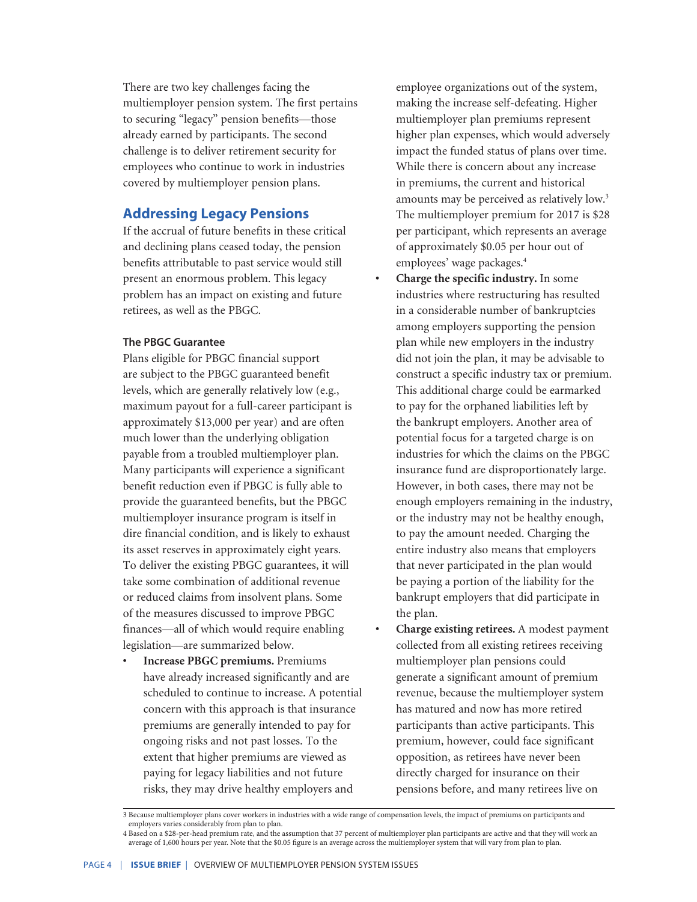There are two key challenges facing the multiemployer pension system. The first pertains to securing "legacy" pension benefits—those already earned by participants. The second challenge is to deliver retirement security for employees who continue to work in industries covered by multiemployer pension plans.

## Addressing Legacy Pensions

If the accrual of future benefits in these critical and declining plans ceased today, the pension benefits attributable to past service would still present an enormous problem. This legacy problem has an impact on existing and future retirees, as well as the PBGC.

### The PBGC Guarantee

Plans eligible for PBGC financial support are subject to the PBGC guaranteed benefit levels, which are generally relatively low (e.g., maximum payout for a full-career participant is approximately $13,000 per year) and are often much lower than the underlying obligation payable from a troubled multiemployer plan. Many participants will experience a significant benefit reduction even if PBGC is fully able to provide the guaranteed benefits, but the PBGC multiemployer insurance program is itself in dire financial condition, and is likely to exhaust its asset reserves in approximately eight years. To deliver the existing PBGC guarantees, it will take some combination of additional revenue or reduced claims from insolvent plans. Some of the measures discussed to improve PBGC finances—all of which would require enabling legislation—are summarized below.

- **Increase PBGC premiums.** Premiums have already increased significantly and are scheduled to continue to increase. A potential concern with this approach is that insurance premiums are generally intended to pay for ongoing risks and not past losses. To the extent that higher premiums are viewed as paying for legacy liabilities and not future risks, they may drive healthy employers and employee organizations out of the system, making the increase self-defeating. Higher multiemployer plan premiums represent higher plan expenses, which would adversely impact the funded status of plans over time. While there is concern about any increase in premiums, the current and historical amounts may be perceived as relatively low.[3] The multiemployer premium for 2017 is $28 per participant, which represents an average of approximately $0.05 per hour out of employees' wage packages.[4]
- **Charge the specific industry.** In some industries where restructuring has resulted in a considerable number of bankruptcies among employers supporting the pension plan while new employers in the industry did not join the plan, it may be advisable to construct a specific industry tax or premium. This additional charge could be earmarked to pay for the orphaned liabilities left by the bankrupt employers. Another area of potential focus for a targeted charge is on industries for which the claims on the PBGC insurance fund are disproportionately large. However, in both cases, there may not be enough employers remaining in the industry, or the industry may not be healthy enough, to pay the amount needed. Charging the entire industry also means that employers that never participated in the plan would be paying a portion of the liability for the bankrupt employers that did participate in the plan.
- **Charge existing retirees.** A modest payment collected from all existing retirees receiving multiemployer plan pensions could generate a significant amount of premium revenue, because the multiemployer system has matured and now has more retired participants than active participants. This premium, however, could face significant opposition, as retirees have never been directly charged for insurance on their pensions before, and many retirees live on

---

3 Because multiemployer plans cover workers in industries with a wide range of compensation levels, the impact of premiums on participants and employers varies considerably from plan to plan.

4 Based on a $28-per-head premium rate, and the assumption that 37 percent of multiemployer plan participants are active and that they will work an average of 1,600 hours per year. Note that the $0.05 figure is an average across the multiemployer system that will vary from plan to plan.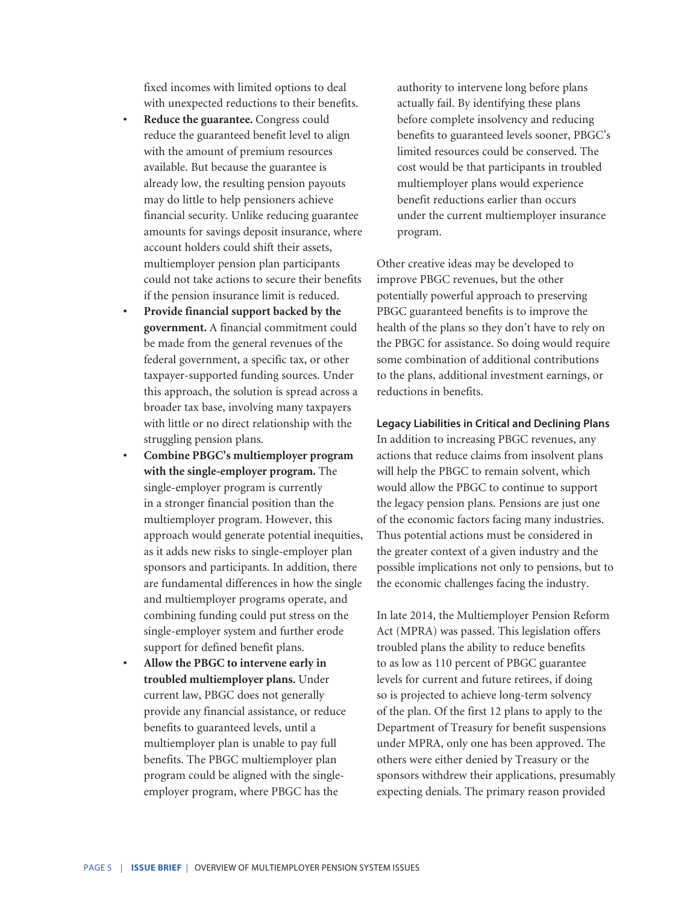fixed incomes with limited options to deal with unexpected reductions to their benefits.

- **Reduce the guarantee.** Congress could reduce the guaranteed benefit level to align with the amount of premium resources available. But because the guarantee is already low, the resulting pension payouts may do little to help pensioners achieve financial security. Unlike reducing guarantee amounts for savings deposit insurance, where account holders could shift their assets, multiemployer pension plan participants could not take actions to secure their benefits if the pension insurance limit is reduced.
- **Provide financial support backed by the government.** A financial commitment could be made from the general revenues of the federal government, a specific tax, or other taxpayer-supported funding sources. Under this approach, the solution is spread across a broader tax base, involving many taxpayers with little or no direct relationship with the struggling pension plans.
- **Combine PBGC's multiemployer program with the single-employer program.** The single-employer program is currently in a stronger financial position than the multiemployer program. However, this approach would generate potential inequities, as it adds new risks to single-employer plan sponsors and participants. In addition, there are fundamental differences in how the single and multiemployer programs operate, and combining funding could put stress on the single-employer system and further erode support for defined benefit plans.
- **Allow the PBGC to intervene early in troubled multiemployer plans.** Under current law, PBGC does not generally provide any financial assistance, or reduce benefits to guaranteed levels, until a multiemployer plan is unable to pay full benefits. The PBGC multiemployer plan program could be aligned with the single-employer program, where PBGC has the authority to intervene long before plans actually fail. By identifying these plans before complete insolvency and reducing benefits to guaranteed levels sooner, PBGC's limited resources could be conserved. The cost would be that participants in troubled multiemployer plans would experience benefit reductions earlier than occurs under the current multiemployer insurance program.

Other creative ideas may be developed to improve PBGC revenues, but the other potentially powerful approach to preserving PBGC guaranteed benefits is to improve the health of the plans so they don't have to rely on the PBGC for assistance. So doing would require some combination of additional contributions to the plans, additional investment earnings, or reductions in benefits.

### Legacy Liabilities in Critical and Declining Plans

In addition to increasing PBGC revenues, any actions that reduce claims from insolvent plans will help the PBGC to remain solvent, which would allow the PBGC to continue to support the legacy pension plans. Pensions are just one of the economic factors facing many industries. Thus potential actions must be considered in the greater context of a given industry and the possible implications not only to pensions, but to the economic challenges facing the industry.

In late 2014, the Multiemployer Pension Reform Act (MPRA) was passed. This legislation offers troubled plans the ability to reduce benefits to as low as 110 percent of PBGC guarantee levels for current and future retirees, if doing so is projected to achieve long-term solvency of the plan. Of the first 12 plans to apply to the Department of Treasury for benefit suspensions under MPRA, only one has been approved. The others were either denied by Treasury or the sponsors withdrew their applications, presumably expecting denials. The primary reason provided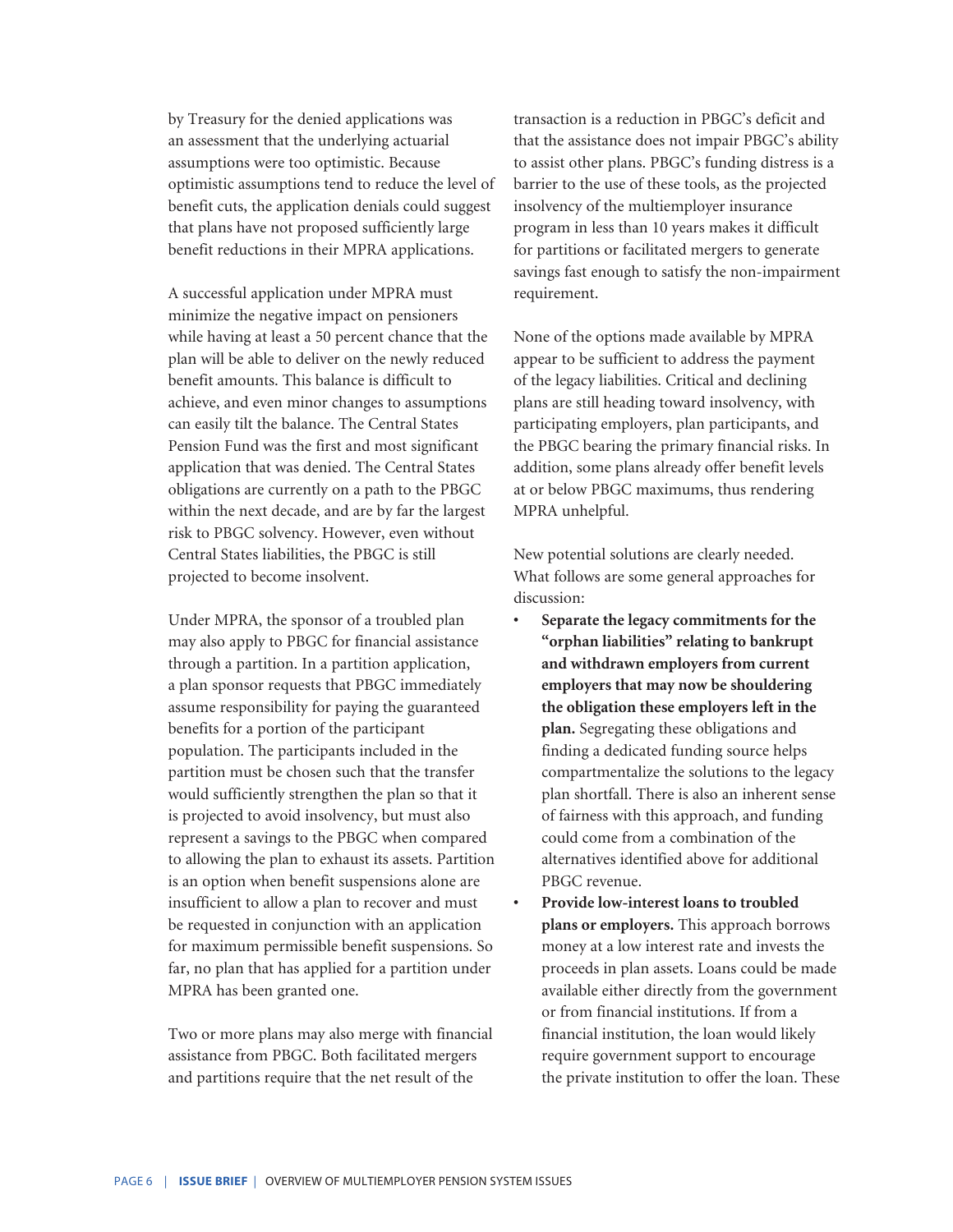by Treasury for the denied applications was an assessment that the underlying actuarial assumptions were too optimistic. Because optimistic assumptions tend to reduce the level of benefit cuts, the application denials could suggest that plans have not proposed sufficiently large benefit reductions in their MPRA applications.

A successful application under MPRA must minimize the negative impact on pensioners while having at least a 50 percent chance that the plan will be able to deliver on the newly reduced benefit amounts. This balance is difficult to achieve, and even minor changes to assumptions can easily tilt the balance. The Central States Pension Fund was the first and most significant application that was denied. The Central States obligations are currently on a path to the PBGC within the next decade, and are by far the largest risk to PBGC solvency. However, even without Central States liabilities, the PBGC is still projected to become insolvent.

Under MPRA, the sponsor of a troubled plan may also apply to PBGC for financial assistance through a partition. In a partition application, a plan sponsor requests that PBGC immediately assume responsibility for paying the guaranteed benefits for a portion of the participant population. The participants included in the partition must be chosen such that the transfer would sufficiently strengthen the plan so that it is projected to avoid insolvency, but must also represent a savings to the PBGC when compared to allowing the plan to exhaust its assets. Partition is an option when benefit suspensions alone are insufficient to allow a plan to recover and must be requested in conjunction with an application for maximum permissible benefit suspensions. So far, no plan that has applied for a partition under MPRA has been granted one.

Two or more plans may also merge with financial assistance from PBGC. Both facilitated mergers and partitions require that the net result of the transaction is a reduction in PBGC's deficit and that the assistance does not impair PBGC's ability to assist other plans. PBGC's funding distress is a barrier to the use of these tools, as the projected insolvency of the multiemployer insurance program in less than 10 years makes it difficult for partitions or facilitated mergers to generate savings fast enough to satisfy the non-impairment requirement.

None of the options made available by MPRA appear to be sufficient to address the payment of the legacy liabilities. Critical and declining plans are still heading toward insolvency, with participating employers, plan participants, and the PBGC bearing the primary financial risks. In addition, some plans already offer benefit levels at or below PBGC maximums, thus rendering MPRA unhelpful.

New potential solutions are clearly needed. What follows are some general approaches for discussion:

- **Separate the legacy commitments for the "orphan liabilities" relating to bankrupt and withdrawn employers from current employers that may now be shouldering the obligation these employers left in the plan.** Segregating these obligations and finding a dedicated funding source helps compartmentalize the solutions to the legacy plan shortfall. There is also an inherent sense of fairness with this approach, and funding could come from a combination of the alternatives identified above for additional PBGC revenue.
- **Provide low-interest loans to troubled plans or employers.** This approach borrows money at a low interest rate and invests the proceeds in plan assets. Loans could be made available either directly from the government or from financial institutions. If from a financial institution, the loan would likely require government support to encourage the private institution to offer the loan. These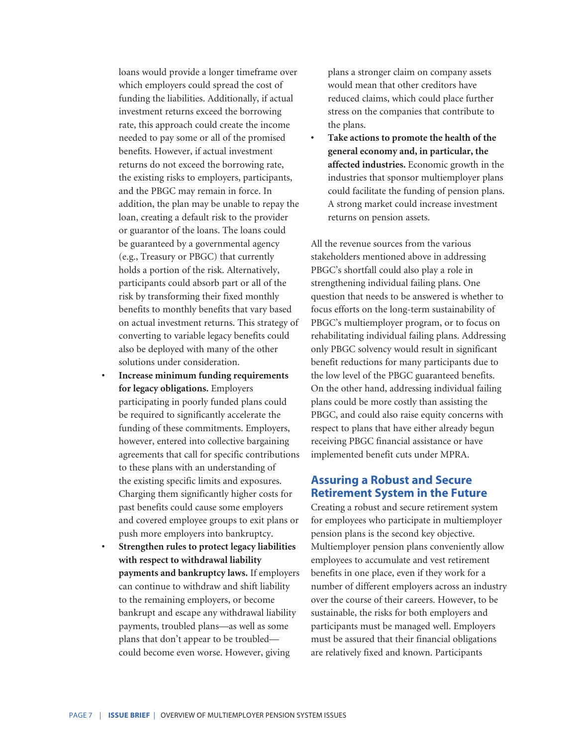loans would provide a longer timeframe over which employers could spread the cost of funding the liabilities. Additionally, if actual investment returns exceed the borrowing rate, this approach could create the income needed to pay some or all of the promised benefits. However, if actual investment returns do not exceed the borrowing rate, the existing risks to employers, participants, and the PBGC may remain in force. In addition, the plan may be unable to repay the loan, creating a default risk to the provider or guarantor of the loans. The loans could be guaranteed by a governmental agency (e.g., Treasury or PBGC) that currently holds a portion of the risk. Alternatively, participants could absorb part or all of the risk by transforming their fixed monthly benefits to monthly benefits that vary based on actual investment returns. This strategy of converting to variable legacy benefits could also be deployed with many of the other solutions under consideration.

- **Increase minimum funding requirements for legacy obligations.** Employers participating in poorly funded plans could be required to significantly accelerate the funding of these commitments. Employers, however, entered into collective bargaining agreements that call for specific contributions to these plans with an understanding of the existing specific limits and exposures. Charging them significantly higher costs for past benefits could cause some employers and covered employee groups to exit plans or push more employers into bankruptcy.
- **Strengthen rules to protect legacy liabilities with respect to withdrawal liability payments and bankruptcy laws.** If employers can continue to withdraw and shift liability to the remaining employers, or become bankrupt and escape any withdrawal liability payments, troubled plans—as well as some plans that don't appear to be troubled—could become even worse. However, giving plans a stronger claim on company assets would mean that other creditors have reduced claims, which could place further stress on the companies that contribute to the plans.
- **Take actions to promote the health of the general economy and, in particular, the affected industries.** Economic growth in the industries that sponsor multiemployer plans could facilitate the funding of pension plans. A strong market could increase investment returns on pension assets.

All the revenue sources from the various stakeholders mentioned above in addressing PBGC's shortfall could also play a role in strengthening individual failing plans. One question that needs to be answered is whether to focus efforts on the long-term sustainability of PBGC's multiemployer program, or to focus on rehabilitating individual failing plans. Addressing only PBGC solvency would result in significant benefit reductions for many participants due to the low level of the PBGC guaranteed benefits. On the other hand, addressing individual failing plans could be more costly than assisting the PBGC, and could also raise equity concerns with respect to plans that have either already begun receiving PBGC financial assistance or have implemented benefit cuts under MPRA.

## Assuring a Robust and Secure Retirement System in the Future

Creating a robust and secure retirement system for employees who participate in multiemployer pension plans is the second key objective. Multiemployer pension plans conveniently allow employees to accumulate and vest retirement benefits in one place, even if they work for a number of different employers across an industry over the course of their careers. However, to be sustainable, the risks for both employers and participants must be managed well. Employers must be assured that their financial obligations are relatively fixed and known. Participants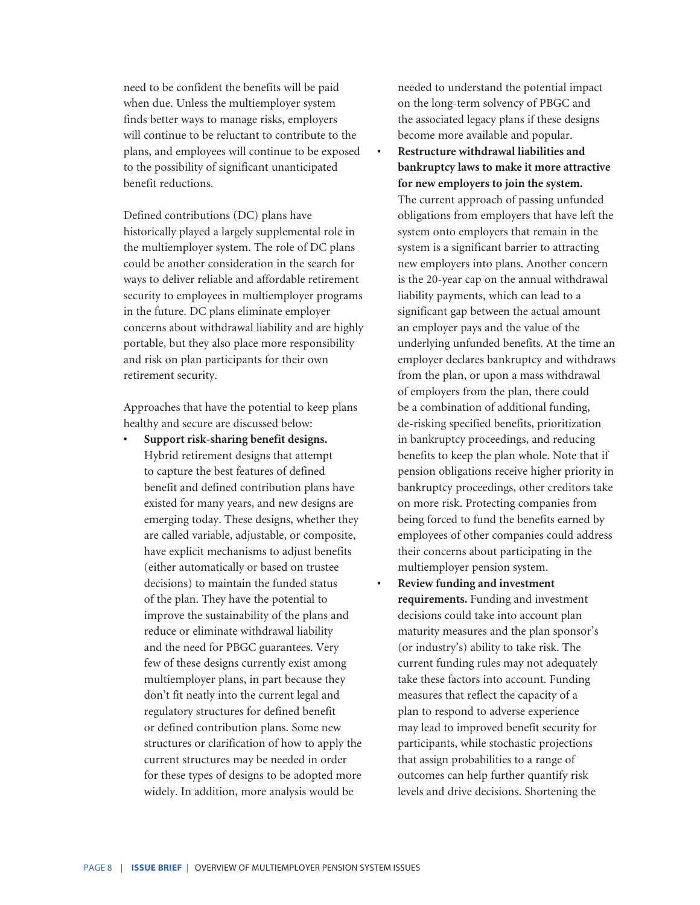need to be confident the benefits will be paid when due. Unless the multiemployer system finds better ways to manage risks, employers will continue to be reluctant to contribute to the plans, and employees will continue to be exposed to the possibility of significant unanticipated benefit reductions.

Defined contributions (DC) plans have historically played a largely supplemental role in the multiemployer system. The role of DC plans could be another consideration in the search for ways to deliver reliable and affordable retirement security to employees in multiemployer programs in the future. DC plans eliminate employer concerns about withdrawal liability and are highly portable, but they also place more responsibility and risk on plan participants for their own retirement security.

Approaches that have the potential to keep plans healthy and secure are discussed below:

- **Support risk-sharing benefit designs.** Hybrid retirement designs that attempt to capture the best features of defined benefit and defined contribution plans have existed for many years, and new designs are emerging today. These designs, whether they are called variable, adjustable, or composite, have explicit mechanisms to adjust benefits (either automatically or based on trustee decisions) to maintain the funded status of the plan. They have the potential to improve the sustainability of the plans and reduce or eliminate withdrawal liability and the need for PBGC guarantees. Very few of these designs currently exist among multiemployer plans, in part because they don't fit neatly into the current legal and regulatory structures for defined benefit or defined contribution plans. Some new structures or clarification of how to apply the current structures may be needed in order for these types of designs to be adopted more widely. In addition, more analysis would be needed to understand the potential impact on the long-term solvency of PBGC and the associated legacy plans if these designs become more available and popular.
- **Restructure withdrawal liabilities and bankruptcy laws to make it more attractive for new employers to join the system.** The current approach of passing unfunded obligations from employers that have left the system onto employers that remain in the system is a significant barrier to attracting new employers into plans. Another concern is the 20-year cap on the annual withdrawal liability payments, which can lead to a significant gap between the actual amount an employer pays and the value of the underlying unfunded benefits. At the time an employer declares bankruptcy and withdraws from the plan, or upon a mass withdrawal of employers from the plan, there could be a combination of additional funding, de-risking specified benefits, prioritization in bankruptcy proceedings, and reducing benefits to keep the plan whole. Note that if pension obligations receive higher priority in bankruptcy proceedings, other creditors take on more risk. Protecting companies from being forced to fund the benefits earned by employees of other companies could address their concerns about participating in the multiemployer pension system.
- **Review funding and investment requirements.** Funding and investment decisions could take into account plan maturity measures and the plan sponsor's (or industry's) ability to take risk. The current funding rules may not adequately take these factors into account. Funding measures that reflect the capacity of a plan to respond to adverse experience may lead to improved benefit security for participants, while stochastic projections that assign probabilities to a range of outcomes can help further quantify risk levels and drive decisions. Shortening the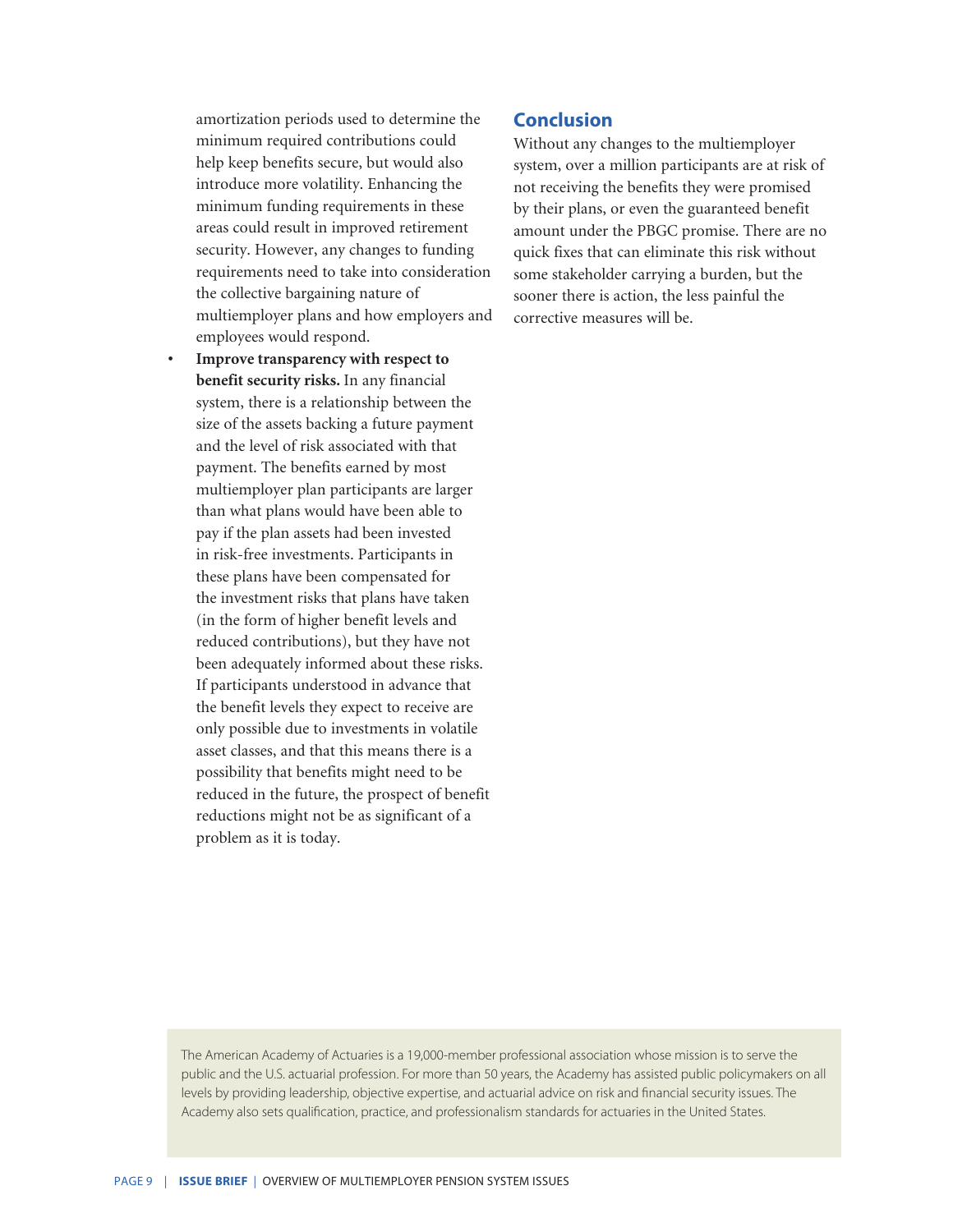amortization periods used to determine the minimum required contributions could help keep benefits secure, but would also introduce more volatility. Enhancing the minimum funding requirements in these areas could result in improved retirement security. However, any changes to funding requirements need to take into consideration the collective bargaining nature of multiemployer plans and how employers and employees would respond.

- **Improve transparency with respect to benefit security risks.** In any financial system, there is a relationship between the size of the assets backing a future payment and the level of risk associated with that payment. The benefits earned by most multiemployer plan participants are larger than what plans would have been able to pay if the plan assets had been invested in risk-free investments. Participants in these plans have been compensated for the investment risks that plans have taken (in the form of higher benefit levels and reduced contributions), but they have not been adequately informed about these risks. If participants understood in advance that the benefit levels they expect to receive are only possible due to investments in volatile asset classes, and that this means there is a possibility that benefits might need to be reduced in the future, the prospect of benefit reductions might not be as significant of a problem as it is today.

## Conclusion

Without any changes to the multiemployer system, over a million participants are at risk of not receiving the benefits they were promised by their plans, or even the guaranteed benefit amount under the PBGC promise. There are no quick fixes that can eliminate this risk without some stakeholder carrying a burden, but the sooner there is action, the less painful the corrective measures will be.

The American Academy of Actuaries is a 19,000-member professional association whose mission is to serve the public and the U.S. actuarial profession. For more than 50 years, the Academy has assisted public policymakers on all levels by providing leadership, objective expertise, and actuarial advice on risk and financial security issues. The Academy also sets qualification, practice, and professionalism standards for actuaries in the United States.